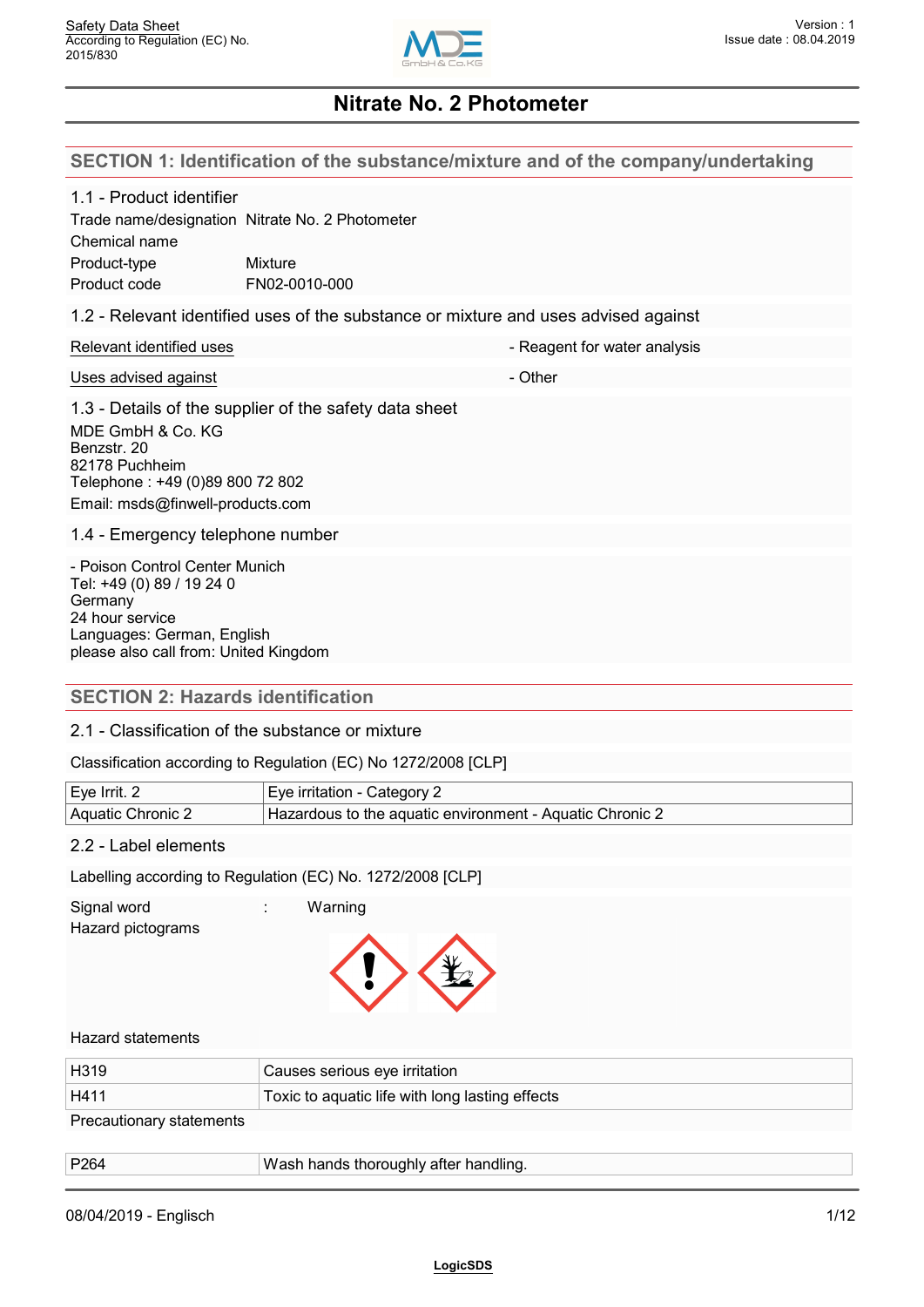# Nitrate No. 2 Photometer

## SECTION 1: Identification of the substance/mixture and of the company/undertaking

### 1.1 - Product identifier

| | |
|---|---|
| Trade name/designation | Nitrate No. 2 Photometer |
| Chemical name | |
| Product-type | Mixture |
| Product code | FN02-0010-000 |

### 1.2 - Relevant identified uses of the substance or mixture and uses advised against

| | |
|---|---|
| Relevant identified uses | - Reagent for water analysis |
| Uses advised against | - Other |

### 1.3 - Details of the supplier of the safety data sheet

MDE GmbH & Co. KG
Benzstr. 20
82178 Puchheim
Telephone : +49 (0)89 800 72 802
Email: msds@finwell-products.com

### 1.4 - Emergency telephone number

- Poison Control Center Munich
Tel: +49 (0) 89 / 19 24 0
Germany
24 hour service
Languages: German, English
please also call from: United Kingdom

## SECTION 2: Hazards identification

### 2.1 - Classification of the substance or mixture

Classification according to Regulation (EC) No 1272/2008 [CLP]

| | |
|---|---|
| Eye Irrit. 2 | Eye irritation - Category 2 |
| Aquatic Chronic 2 | Hazardous to the aquatic environment - Aquatic Chronic 2 |

### 2.2 - Label elements

Labelling according to Regulation (EC) No. 1272/2008 [CLP]

Signal word : Warning

Hazard pictograms

Hazard statements

| | |
|---|---|
| H319 | Causes serious eye irritation |
| H411 | Toxic to aquatic life with long lasting effects |

Precautionary statements

| | |
|---|---|
| P264 | Wash hands thoroughly after handling. |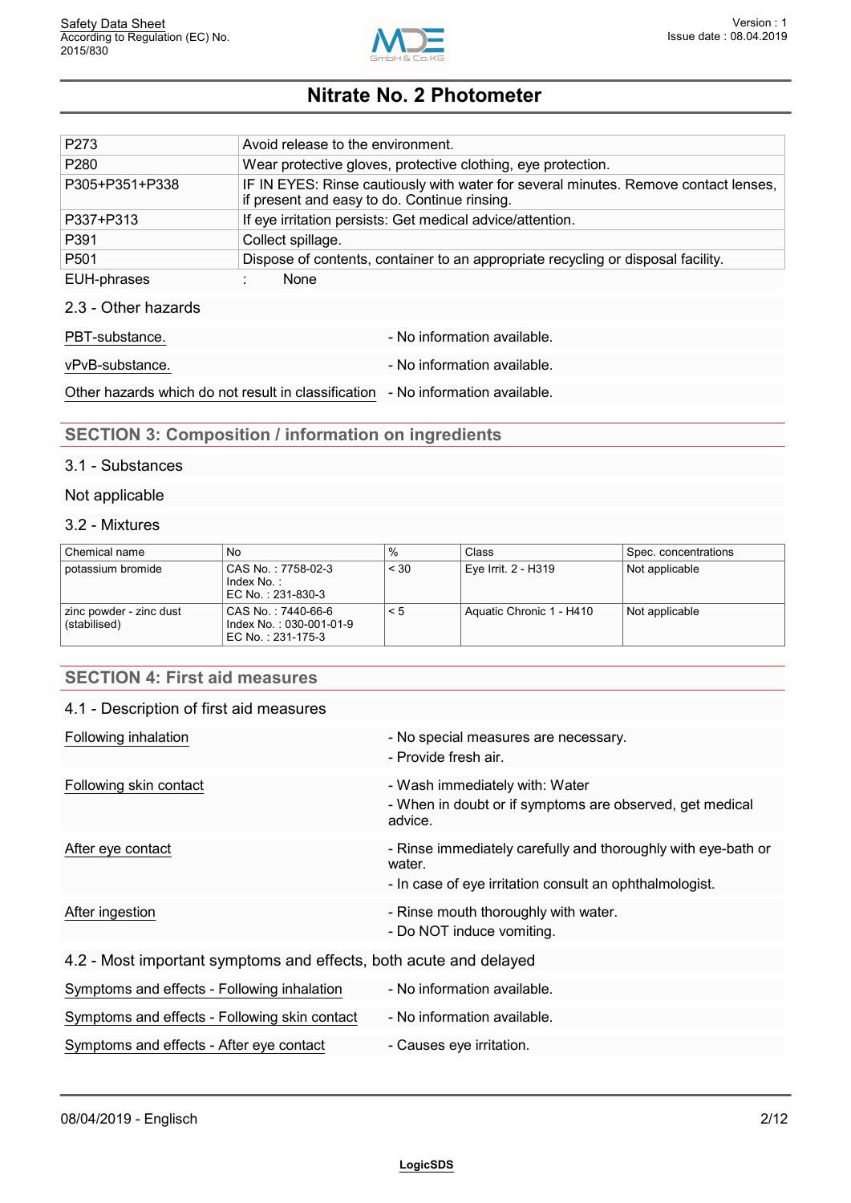| | |
|---|---|
| P273 | Avoid release to the environment. |
| P280 | Wear protective gloves, protective clothing, eye protection. |
| P305+P351+P338 | IF IN EYES: Rinse cautiously with water for several minutes. Remove contact lenses, if present and easy to do. Continue rinsing. |
| P337+P313 | If eye irritation persists: Get medical advice/attention. |
| P391 | Collect spillage. |
| P501 | Dispose of contents, container to an appropriate recycling or disposal facility. |

EUH-phrases : None

### 2.3 - Other hazards

| | |
|---|---|
| PBT-substance. | - No information available. |
| vPvB-substance. | - No information available. |
| Other hazards which do not result in classification | - No information available. |

## SECTION 3: Composition / information on ingredients

### 3.1 - Substances

Not applicable

### 3.2 - Mixtures

| Chemical name | No | % | Class | Spec. concentrations |
|---|---|---|---|---|
| potassium bromide | CAS No. : 7758-02-3<br>Index No. :<br>EC No. : 231-830-3 | < 30 | Eye Irrit. 2 - H319 | Not applicable |
| zinc powder - zinc dust (stabilised) | CAS No. : 7440-66-6<br>Index No. : 030-001-01-9<br>EC No. : 231-175-3 | < 5 | Aquatic Chronic 1 - H410 | Not applicable |

## SECTION 4: First aid measures

### 4.1 - Description of first aid measures

| | |
|---|---|
| Following inhalation | - No special measures are necessary.<br>- Provide fresh air. |
| Following skin contact | - Wash immediately with: Water<br>- When in doubt or if symptoms are observed, get medical advice. |
| After eye contact | - Rinse immediately carefully and thoroughly with eye-bath or water.<br>- In case of eye irritation consult an ophthalmologist. |
| After ingestion | - Rinse mouth thoroughly with water.<br>- Do NOT induce vomiting. |

### 4.2 - Most important symptoms and effects, both acute and delayed

| | |
|---|---|
| Symptoms and effects - Following inhalation | - No information available. |
| Symptoms and effects - Following skin contact | - No information available. |
| Symptoms and effects - After eye contact | - Causes eye irritation. |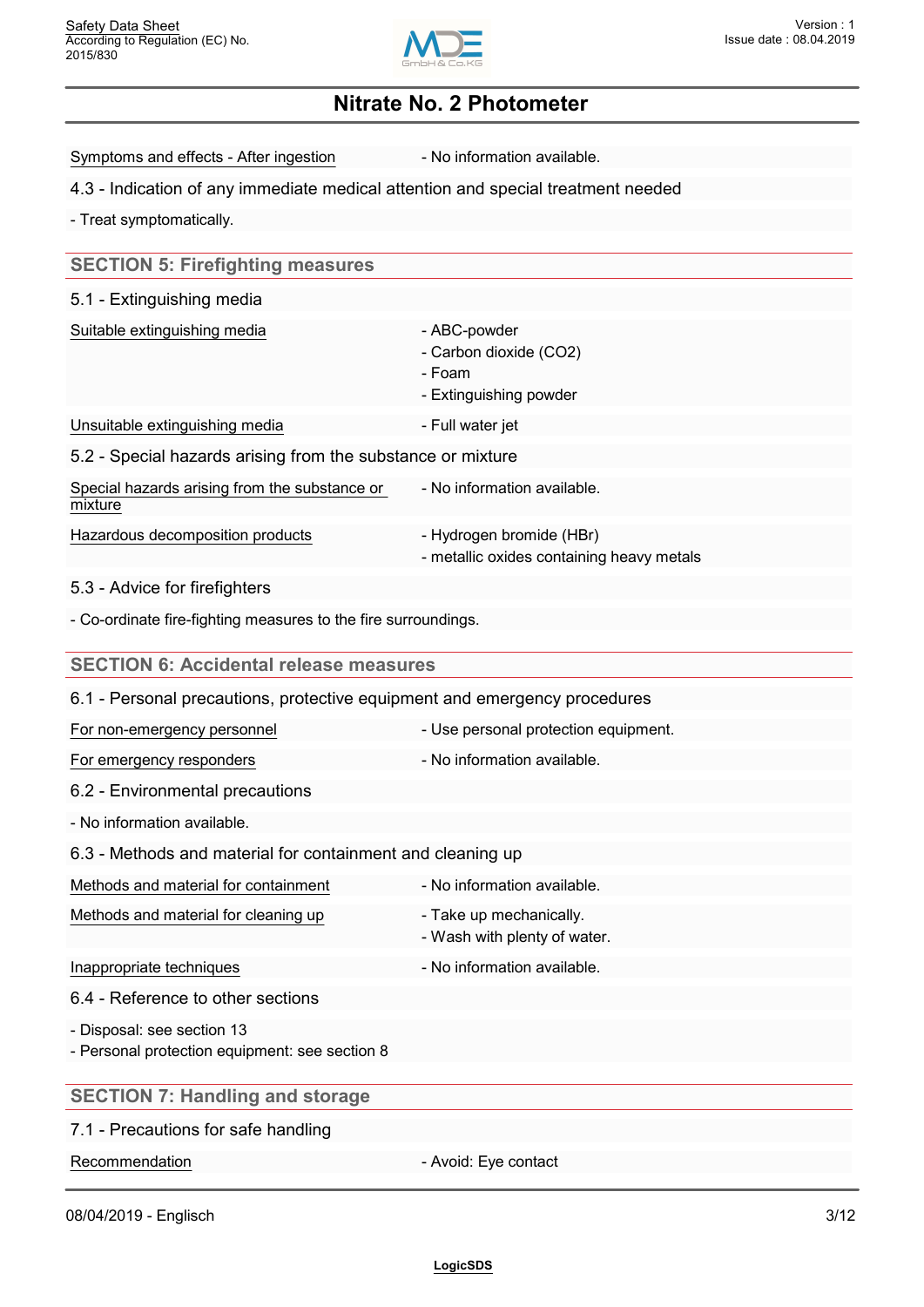| | |
|---|---|
| Symptoms and effects - After ingestion | - No information available. |

### 4.3 - Indication of any immediate medical attention and special treatment needed

- Treat symptomatically.

## SECTION 5: Firefighting measures

### 5.1 - Extinguishing media

| | |
|---|---|
| Suitable extinguishing media | - ABC-powder<br>- Carbon dioxide ($CO_2$)<br>- Foam<br>- Extinguishing powder |
| Unsuitable extinguishing media | - Full water jet |

### 5.2 - Special hazards arising from the substance or mixture

| | |
|---|---|
| Special hazards arising from the substance or mixture | - No information available. |
| Hazardous decomposition products | - Hydrogen bromide (HBr)<br>- metallic oxides containing heavy metals |

### 5.3 - Advice for firefighters

- Co-ordinate fire-fighting measures to the fire surroundings.

## SECTION 6: Accidental release measures

### 6.1 - Personal precautions, protective equipment and emergency procedures

| | |
|---|---|
| For non-emergency personnel | - Use personal protection equipment. |
| For emergency responders | - No information available. |

### 6.2 - Environmental precautions

- No information available.

### 6.3 - Methods and material for containment and cleaning up

| | |
|---|---|
| Methods and material for containment | - No information available. |
| Methods and material for cleaning up | - Take up mechanically.<br>- Wash with plenty of water. |
| Inappropriate techniques | - No information available. |

### 6.4 - Reference to other sections

- Disposal: see section 13
- Personal protection equipment: see section 8

## SECTION 7: Handling and storage

### 7.1 - Precautions for safe handling

| | |
|---|---|
| Recommendation | - Avoid: Eye contact |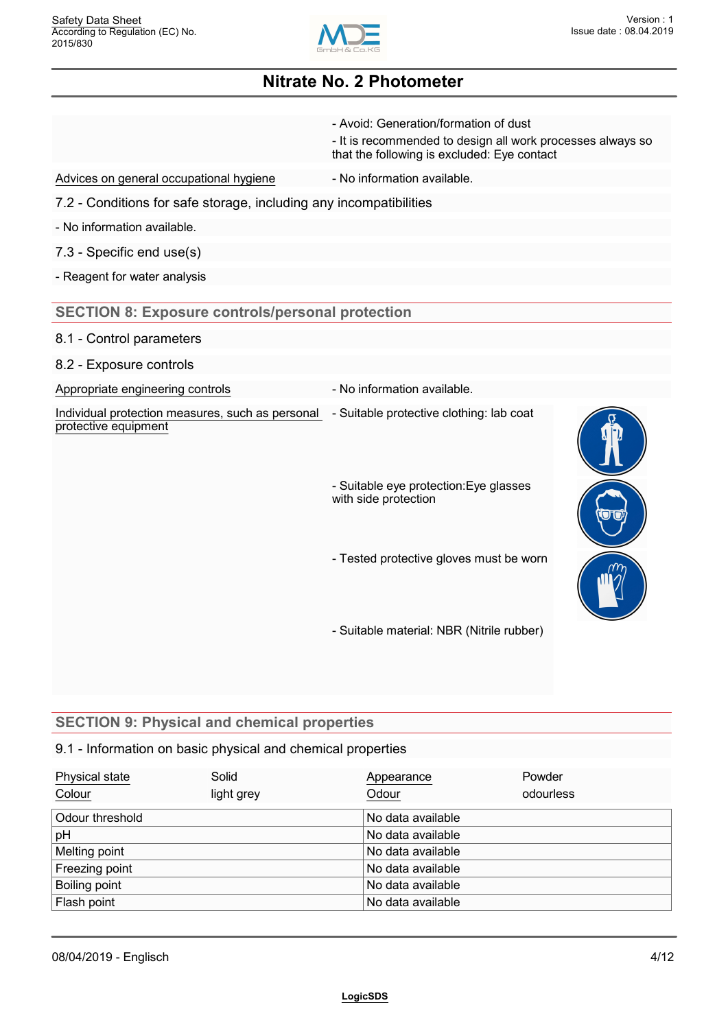- Avoid: Generation/formation of dust
- It is recommended to design all work processes always so that the following is excluded: Eye contact

Advices on general occupational hygiene - No information available.

### 7.2 - Conditions for safe storage, including any incompatibilities

- No information available.

### 7.3 - Specific end use(s)

- Reagent for water analysis

## SECTION 8: Exposure controls/personal protection

### 8.1 - Control parameters

### 8.2 - Exposure controls

Appropriate engineering controls - No information available.

Individual protection measures, such as personal protective equipment

- Suitable protective clothing: lab coat
- Suitable eye protection:Eye glasses with side protection
- Tested protective gloves must be worn
- Suitable material: NBR (Nitrile rubber)

## SECTION 9: Physical and chemical properties

### 9.1 - Information on basic physical and chemical properties

| Physical state | Solid | Appearance | Powder |
|---|---|---|---|
| Colour | light grey | Odour | odourless |

| | |
|---|---|
| Odour threshold | No data available |
| pH | No data available |
| Melting point | No data available |
| Freezing point | No data available |
| Boiling point | No data available |
| Flash point | No data available |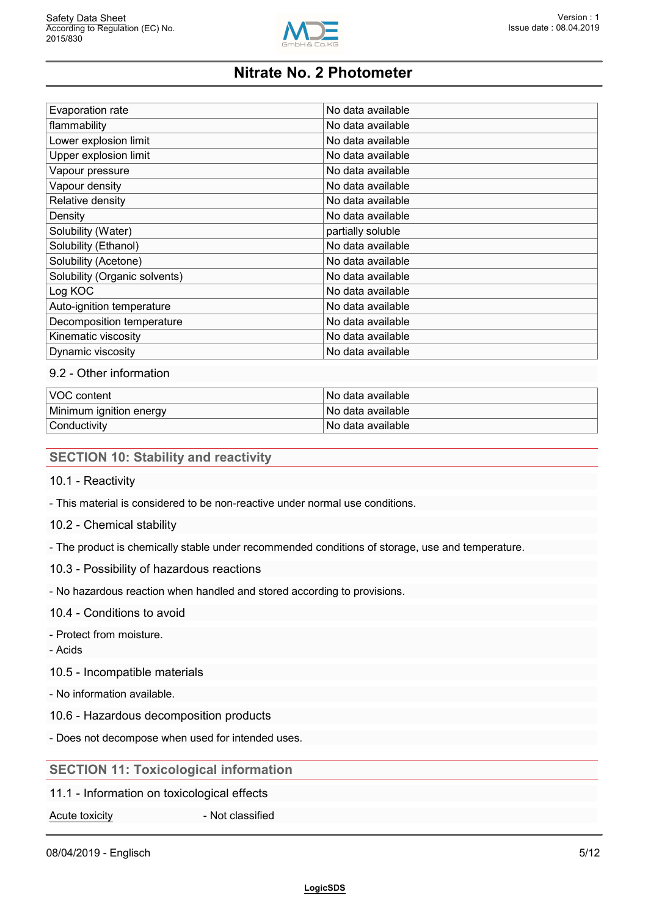| Evaporation rate | No data available |
|---|---|
| flammability | No data available |
| Lower explosion limit | No data available |
| Upper explosion limit | No data available |
| Vapour pressure | No data available |
| Vapour density | No data available |
| Relative density | No data available |
| Density | No data available |
| Solubility (Water) | partially soluble |
| Solubility (Ethanol) | No data available |
| Solubility (Acetone) | No data available |
| Solubility (Organic solvents) | No data available |
| Log KOC | No data available |
| Auto-ignition temperature | No data available |
| Decomposition temperature | No data available |
| Kinematic viscosity | No data available |
| Dynamic viscosity | No data available |

### 9.2 - Other information

| VOC content | No data available |
|---|---|
| Minimum ignition energy | No data available |
| Conductivity | No data available |

## SECTION 10: Stability and reactivity

### 10.1 - Reactivity

- This material is considered to be non-reactive under normal use conditions.

### 10.2 - Chemical stability

- The product is chemically stable under recommended conditions of storage, use and temperature.

### 10.3 - Possibility of hazardous reactions

- No hazardous reaction when handled and stored according to provisions.

### 10.4 - Conditions to avoid

- Protect from moisture.
- Acids

### 10.5 - Incompatible materials

- No information available.

### 10.6 - Hazardous decomposition products

- Does not decompose when used for intended uses.

## SECTION 11: Toxicological information

### 11.1 - Information on toxicological effects

Acute toxicity - Not classified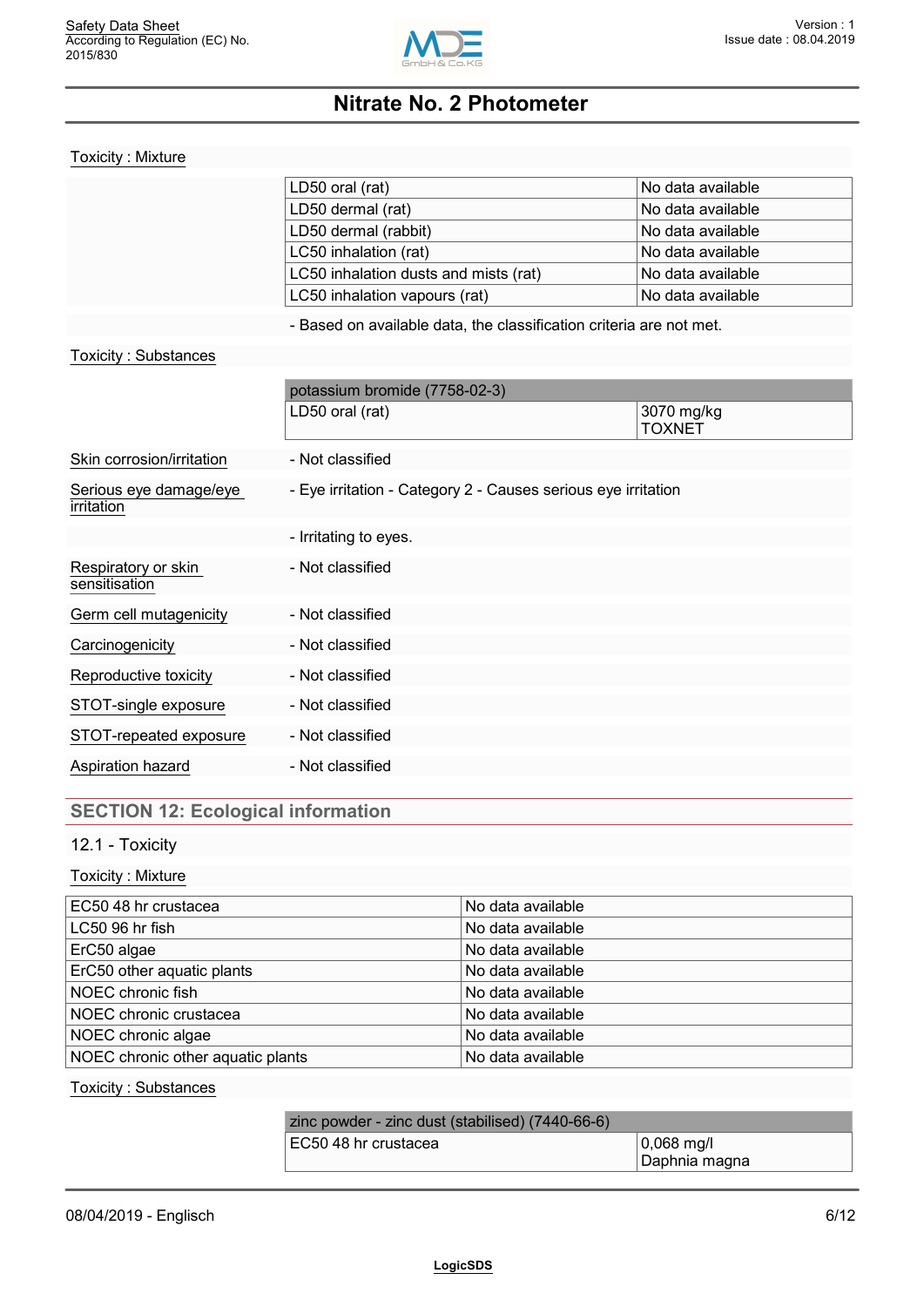Toxicity : Mixture

| | |
|---|---|
| LD50 oral (rat) | No data available |
| LD50 dermal (rat) | No data available |
| LD50 dermal (rabbit) | No data available |
| LC50 inhalation (rat) | No data available |
| LC50 inhalation dusts and mists (rat) | No data available |
| LC50 inhalation vapours (rat) | No data available |

- Based on available data, the classification criteria are not met.

Toxicity : Substances

| potassium bromide (7758-02-3) | |
|---|---|
| LD50 oral (rat) | 3070 mg/kg<br>TOXNET |

Skin corrosion/irritation - Not classified

Serious eye damage/eye irritation - Eye irritation - Category 2 - Causes serious eye irritation

- Irritating to eyes.

Respiratory or skin sensitisation - Not classified

Germ cell mutagenicity - Not classified

Carcinogenicity - Not classified

Reproductive toxicity - Not classified

STOT-single exposure - Not classified

STOT-repeated exposure - Not classified

Aspiration hazard - Not classified

## SECTION 12: Ecological information

### 12.1 - Toxicity

Toxicity : Mixture

| | |
|---|---|
| EC50 48 hr crustacea | No data available |
| LC50 96 hr fish | No data available |
| ErC50 algae | No data available |
| ErC50 other aquatic plants | No data available |
| NOEC chronic fish | No data available |
| NOEC chronic crustacea | No data available |
| NOEC chronic algae | No data available |
| NOEC chronic other aquatic plants | No data available |

Toxicity : Substances

| zinc powder - zinc dust (stabilised) (7440-66-6) | |
|---|---|
| EC50 48 hr crustacea | 0,068 mg/l<br>Daphnia magna |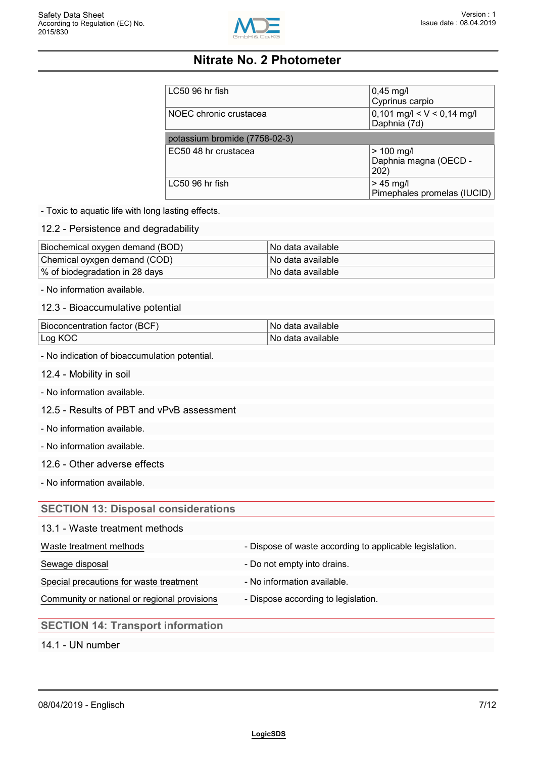| | |
|---|---|
| LC50 96 hr fish | 0,45 mg/l<br>Cyprinus carpio |
| NOEC chronic crustacea | 0,101 mg/l < V < 0,14 mg/l<br>Daphnia (7d) |
| **potassium bromide (7758-02-3)** | |
| EC50 48 hr crustacea | > 100 mg/l<br>Daphnia magna (OECD - 202) |
| LC50 96 hr fish | > 45 mg/l<br>Pimephales promelas (IUCID) |

- Toxic to aquatic life with long lasting effects.

### 12.2 - Persistence and degradability

| | |
|---|---|
| Biochemical oxygen demand (BOD) | No data available |
| Chemical oxygen demand (COD) | No data available |
| % of biodegradation in 28 days | No data available |

- No information available.

### 12.3 - Bioaccumulative potential

| | |
|---|---|
| Bioconcentration factor (BCF) | No data available |
| Log KOC | No data available |

- No indication of bioaccumulation potential.

### 12.4 - Mobility in soil

- No information available.

### 12.5 - Results of PBT and vPvB assessment

- No information available.

- No information available.

### 12.6 - Other adverse effects

- No information available.

## SECTION 13: Disposal considerations

### 13.1 - Waste treatment methods

| | |
|---|---|
| Waste treatment methods | - Dispose of waste according to applicable legislation. |
| Sewage disposal | - Do not empty into drains. |
| Special precautions for waste treatment | - No information available. |
| Community or national or regional provisions | - Dispose according to legislation. |

## SECTION 14: Transport information

### 14.1 - UN number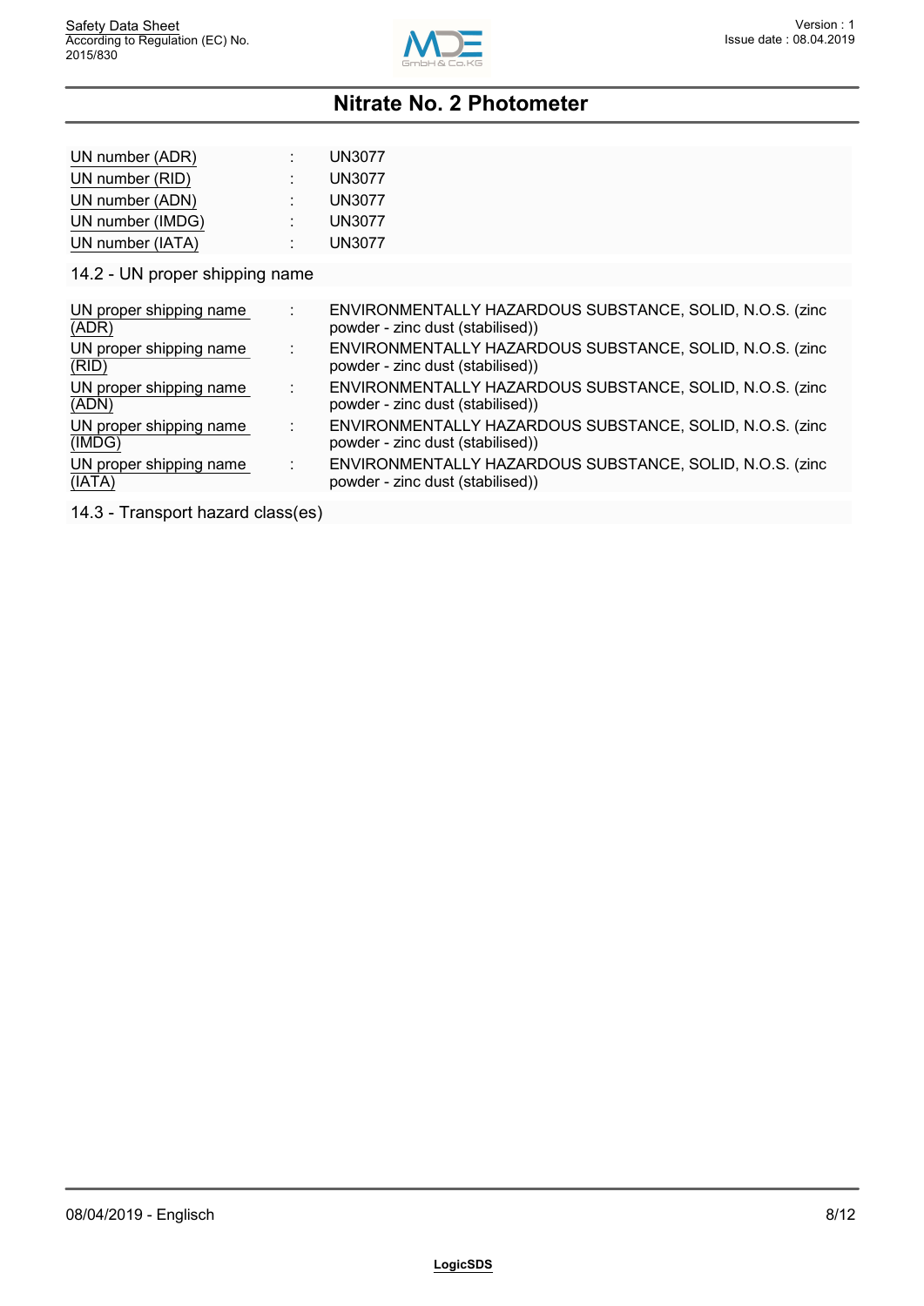| | | |
|---|---|---|
| UN number (ADR) | : | UN3077 |
| UN number (RID) | : | UN3077 |
| UN number (ADN) | : | UN3077 |
| UN number (IMDG) | : | UN3077 |
| UN number (IATA) | : | UN3077 |

### 14.2 - UN proper shipping name

| | | |
|---|---|---|
| UN proper shipping name (ADR) | : | ENVIRONMENTALLY HAZARDOUS SUBSTANCE, SOLID, N.O.S. (zinc powder - zinc dust (stabilised)) |
| UN proper shipping name (RID) | : | ENVIRONMENTALLY HAZARDOUS SUBSTANCE, SOLID, N.O.S. (zinc powder - zinc dust (stabilised)) |
| UN proper shipping name (ADN) | : | ENVIRONMENTALLY HAZARDOUS SUBSTANCE, SOLID, N.O.S. (zinc powder - zinc dust (stabilised)) |
| UN proper shipping name (IMDG) | : | ENVIRONMENTALLY HAZARDOUS SUBSTANCE, SOLID, N.O.S. (zinc powder - zinc dust (stabilised)) |
| UN proper shipping name (IATA) | : | ENVIRONMENTALLY HAZARDOUS SUBSTANCE, SOLID, N.O.S. (zinc powder - zinc dust (stabilised)) |

### 14.3 - Transport hazard class(es)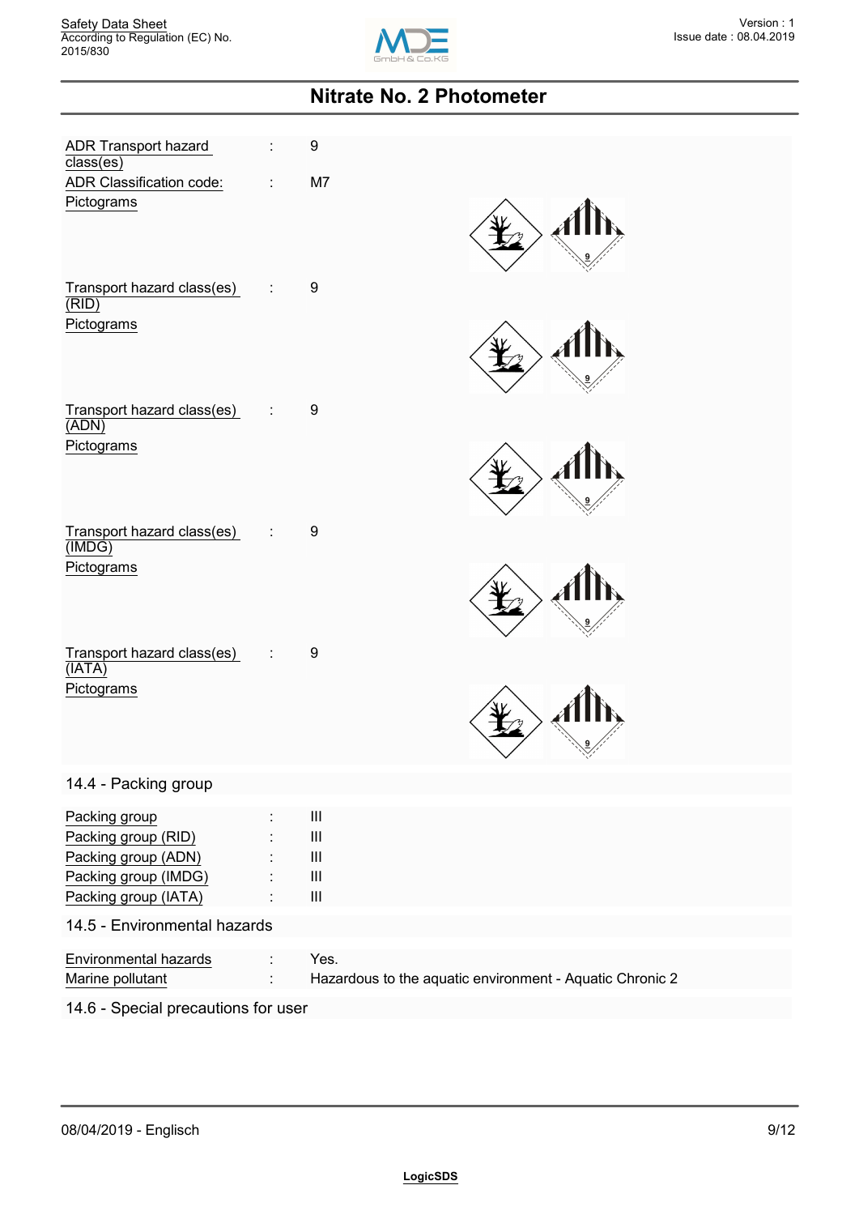# Nitrate No. 2 Photometer

ADR Transport hazard class(es) : 9

ADR Classification code: : M7

Pictograms

Transport hazard class(es) (RID) : 9

Pictograms

Transport hazard class(es) (ADN) : 9

Pictograms

Transport hazard class(es) (IMDG) : 9

Pictograms

Transport hazard class(es) (IATA) : 9

Pictograms

## 14.4 - Packing group

Packing group : III

Packing group (RID) : III

Packing group (ADN) : III

Packing group (IMDG) : III

Packing group (IATA) : III

## 14.5 - Environmental hazards

Environmental hazards : Yes.

Marine pollutant : Hazardous to the aquatic environment - Aquatic Chronic 2

## 14.6 - Special precautions for user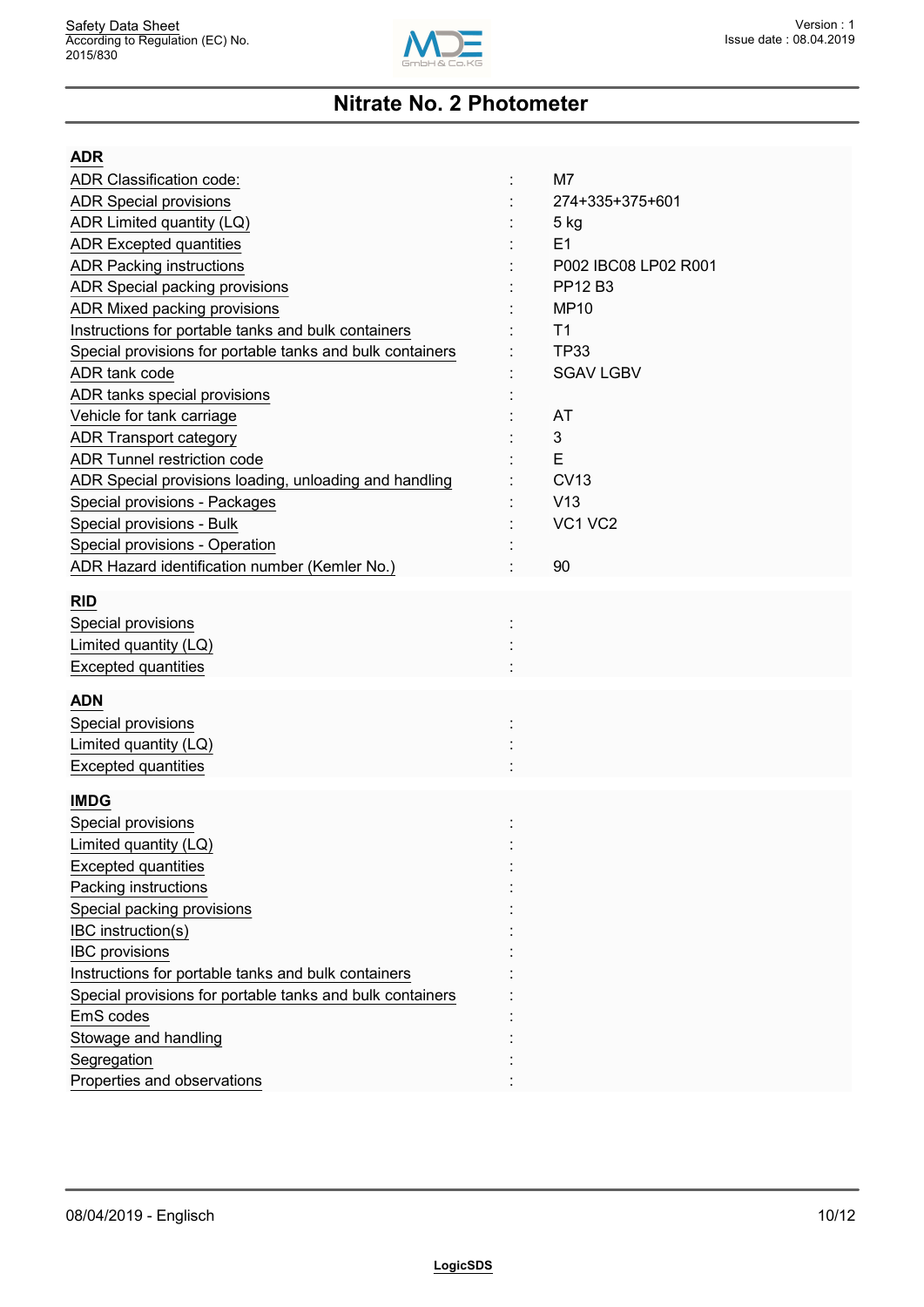**ADR**

| | | |
|---|---|---|
| ADR Classification code: | : | M7 |
| ADR Special provisions | : | 274+335+375+601 |
| ADR Limited quantity (LQ) | : | 5 kg |
| ADR Excepted quantities | : | E1 |
| ADR Packing instructions | : | P002 IBC08 LP02 R001 |
| ADR Special packing provisions | : | PP12 B3 |
| ADR Mixed packing provisions | : | MP10 |
| Instructions for portable tanks and bulk containers | : | T1 |
| Special provisions for portable tanks and bulk containers | : | TP33 |
| ADR tank code | : | SGAV LGBV |
| ADR tanks special provisions | : | |
| Vehicle for tank carriage | : | AT |
| ADR Transport category | : | 3 |
| ADR Tunnel restriction code | : | E |
| ADR Special provisions loading, unloading and handling | : | CV13 |
| Special provisions - Packages | : | V13 |
| Special provisions - Bulk | : | VC1 VC2 |
| Special provisions - Operation | : | |
| ADR Hazard identification number (Kemler No.) | : | 90 |

**RID**

| | | |
|---|---|---|
| Special provisions | : | |
| Limited quantity (LQ) | : | |
| Excepted quantities | : | |

**ADN**

| | | |
|---|---|---|
| Special provisions | : | |
| Limited quantity (LQ) | : | |
| Excepted quantities | : | |

**IMDG**

| | | |
|---|---|---|
| Special provisions | : | |
| Limited quantity (LQ) | : | |
| Excepted quantities | : | |
| Packing instructions | : | |
| Special packing provisions | : | |
| IBC instruction(s) | : | |
| IBC provisions | : | |
| Instructions for portable tanks and bulk containers | : | |
| Special provisions for portable tanks and bulk containers | : | |
| EmS codes | : | |
| Stowage and handling | : | |
| Segregation | : | |
| Properties and observations | : | |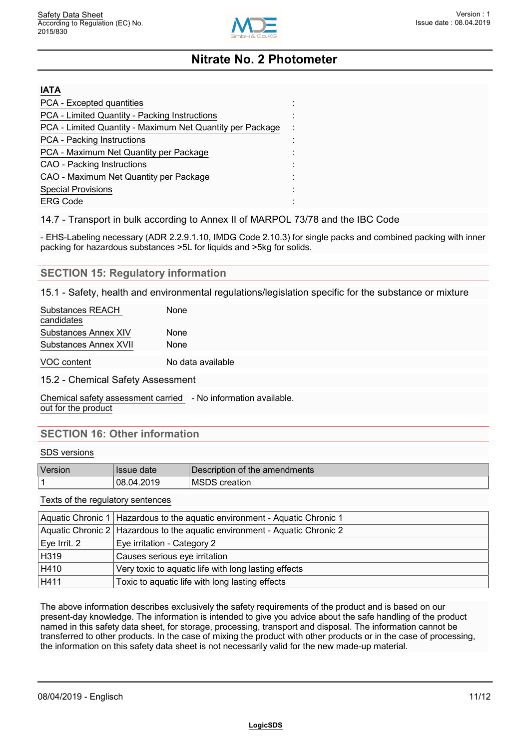**IATA**

| | |
|---|---|
| PCA - Excepted quantities | : |
| PCA - Limited Quantity - Packing Instructions | : |
| PCA - Limited Quantity - Maximum Net Quantity per Package | : |
| PCA - Packing Instructions | : |
| PCA - Maximum Net Quantity per Package | : |
| CAO - Packing Instructions | : |
| CAO - Maximum Net Quantity per Package | : |
| Special Provisions | : |
| ERG Code | : |

14.7 - Transport in bulk according to Annex II of MARPOL 73/78 and the IBC Code

- EHS-Labeling necessary (ADR 2.2.9.1.10, IMDG Code 2.10.3) for single packs and combined packing with inner packing for hazardous substances >5L for liquids and >5kg for solids.

## SECTION 15: Regulatory information

15.1 - Safety, health and environmental regulations/legislation specific for the substance or mixture

| | |
|---|---|
| Substances REACH candidates | None |
| Substances Annex XIV | None |
| Substances Annex XVII | None |
| VOC content | No data available |

15.2 - Chemical Safety Assessment

Chemical safety assessment carried out for the product - No information available.

## SECTION 16: Other information

SDS versions

| Version | Issue date | Description of the amendments |
|---|---|---|
| 1 | 08.04.2019 | MSDS creation |

Texts of the regulatory sentences

| | |
|---|---|
| Aquatic Chronic 1 | Hazardous to the aquatic environment - Aquatic Chronic 1 |
| Aquatic Chronic 2 | Hazardous to the aquatic environment - Aquatic Chronic 2 |
| Eye Irrit. 2 | Eye irritation - Category 2 |
| H319 | Causes serious eye irritation |
| H410 | Very toxic to aquatic life with long lasting effects |
| H411 | Toxic to aquatic life with long lasting effects |

The above information describes exclusively the safety requirements of the product and is based on our present-day knowledge. The information is intended to give you advice about the safe handling of the product named in this safety data sheet, for storage, processing, transport and disposal. The information cannot be transferred to other products. In the case of mixing the product with other products or in the case of processing, the information on this safety data sheet is not necessarily valid for the new made-up material.